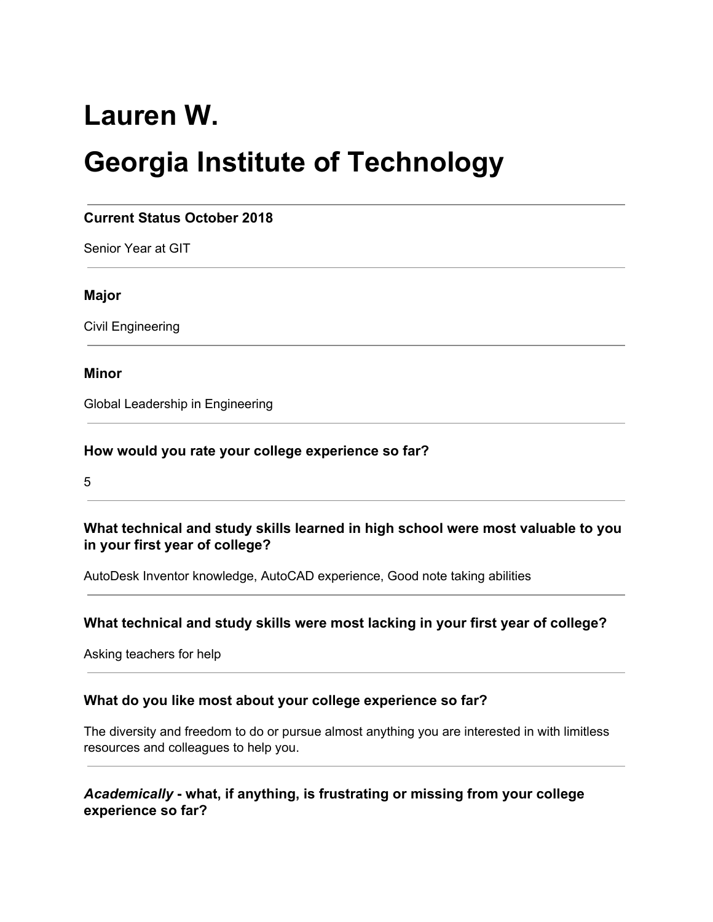# Lauren W.

# Georgia Institute of Technology

---

**Current Status October 2018**

Senior Year at GIT

---

**Major**

Civil Engineering

---

**Minor**

Global Leadership in Engineering

---

**How would you rate your college experience so far?**

5

---

**What technical and study skills learned in high school were most valuable to you in your first year of college?**

AutoDesk Inventor knowledge, AutoCAD experience, Good note taking abilities

---

**What technical and study skills were most lacking in your first year of college?**

Asking teachers for help

---

**What do you like most about your college experience so far?**

The diversity and freedom to do or pursue almost anything you are interested in with limitless resources and colleagues to help you.

---

***Academically* - what, if anything, is frustrating or missing from your college experience so far?**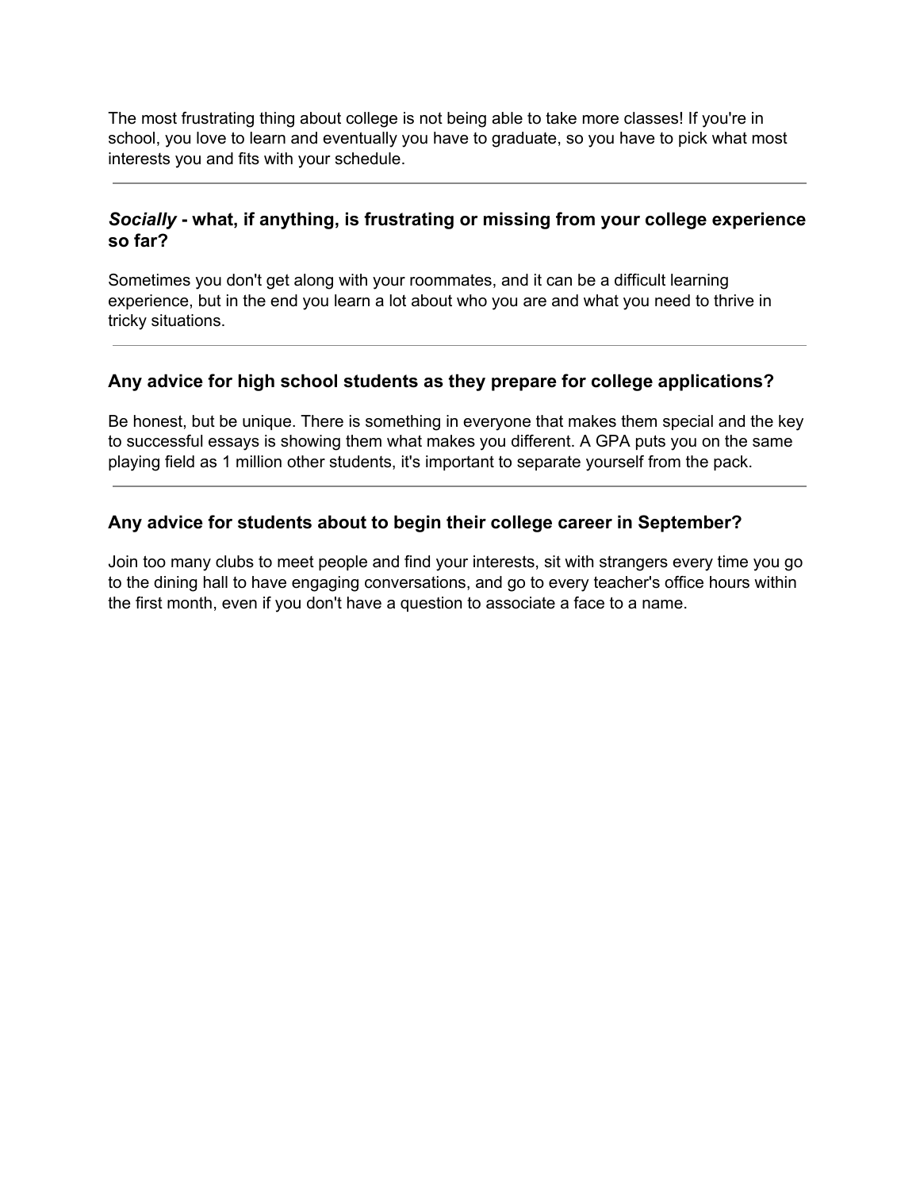The most frustrating thing about college is not being able to take more classes! If you're in school, you love to learn and eventually you have to graduate, so you have to pick what most interests you and fits with your schedule.

---

### ***Socially*** **- what, if anything, is frustrating or missing from your college experience so far?**

Sometimes you don't get along with your roommates, and it can be a difficult learning experience, but in the end you learn a lot about who you are and what you need to thrive in tricky situations.

---

### Any advice for high school students as they prepare for college applications?

Be honest, but be unique. There is something in everyone that makes them special and the key to successful essays is showing them what makes you different. A GPA puts you on the same playing field as 1 million other students, it's important to separate yourself from the pack.

---

### Any advice for students about to begin their college career in September?

Join too many clubs to meet people and find your interests, sit with strangers every time you go to the dining hall to have engaging conversations, and go to every teacher's office hours within the first month, even if you don't have a question to associate a face to a name.